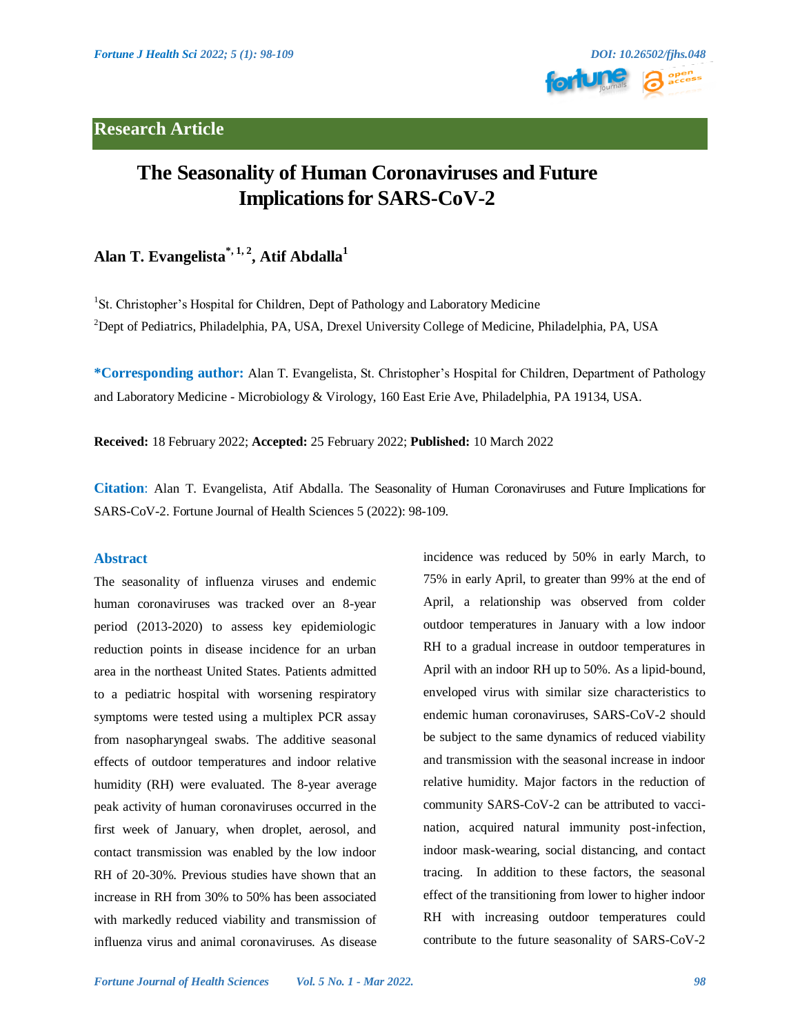**Research Article**

# The Seasonality of Human Coronaviruses and Future Implications for SARS-CoV-2

**Alan T. Evangelista*[1,2], Atif Abdalla[1]**

[1]St. Christopher's Hospital for Children, Dept of Pathology and Laboratory Medicine

[2]Dept of Pediatrics, Philadelphia, PA, USA, Drexel University College of Medicine, Philadelphia, PA, USA

**\*Corresponding author:** Alan T. Evangelista, St. Christopher's Hospital for Children, Department of Pathology and Laboratory Medicine - Microbiology & Virology, 160 East Erie Ave, Philadelphia, PA 19134, USA.

**Received:** 18 February 2022; **Accepted:** 25 February 2022; **Published:** 10 March 2022

**Citation**: Alan T. Evangelista, Atif Abdalla. The Seasonality of Human Coronaviruses and Future Implications for SARS-CoV-2. Fortune Journal of Health Sciences 5 (2022): 98-109.

## Abstract

The seasonality of influenza viruses and endemic human coronaviruses was tracked over an 8-year period (2013-2020) to assess key epidemiologic reduction points in disease incidence for an urban area in the northeast United States. Patients admitted to a pediatric hospital with worsening respiratory symptoms were tested using a multiplex PCR assay from nasopharyngeal swabs. The additive seasonal effects of outdoor temperatures and indoor relative humidity (RH) were evaluated. The 8-year average peak activity of human coronaviruses occurred in the first week of January, when droplet, aerosol, and contact transmission was enabled by the low indoor RH of 20-30%. Previous studies have shown that an increase in RH from 30% to 50% has been associated with markedly reduced viability and transmission of influenza virus and animal coronaviruses. As disease incidence was reduced by 50% in early March, to 75% in early April, to greater than 99% at the end of April, a relationship was observed from colder outdoor temperatures in January with a low indoor RH to a gradual increase in outdoor temperatures in April with an indoor RH up to 50%. As a lipid-bound, enveloped virus with similar size characteristics to endemic human coronaviruses, SARS-CoV-2 should be subject to the same dynamics of reduced viability and transmission with the seasonal increase in indoor relative humidity. Major factors in the reduction of community SARS-CoV-2 can be attributed to vaccination, acquired natural immunity post-infection, indoor mask-wearing, social distancing, and contact tracing. In addition to these factors, the seasonal effect of the transitioning from lower to higher indoor RH with increasing outdoor temperatures could contribute to the future seasonality of SARS-CoV-2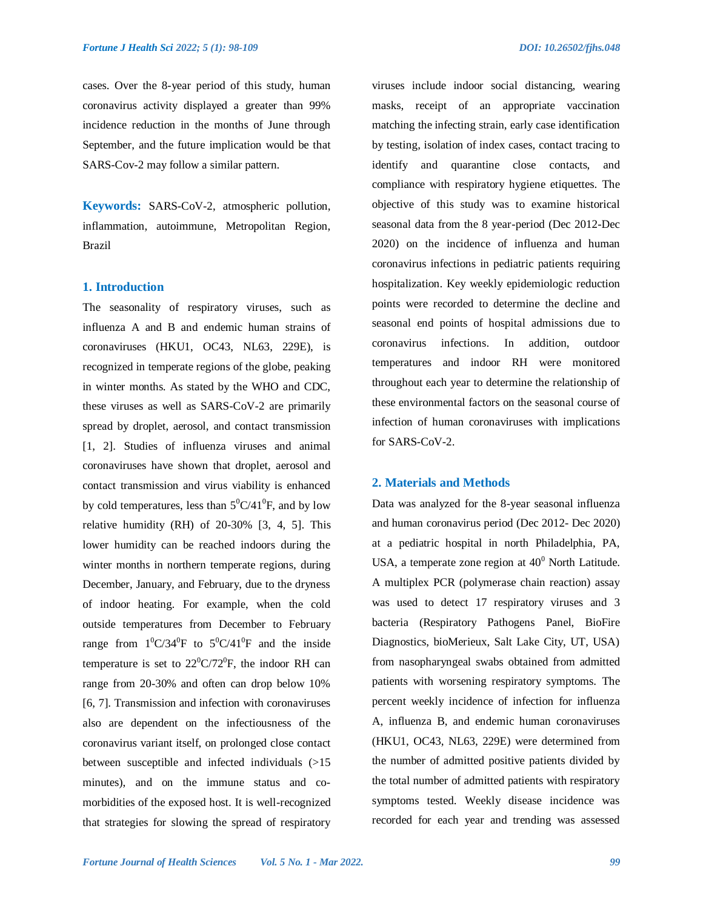cases. Over the 8-year period of this study, human coronavirus activity displayed a greater than 99% incidence reduction in the months of June through September, and the future implication would be that SARS-Cov-2 may follow a similar pattern.

**Keywords:** SARS-CoV-2, atmospheric pollution, inflammation, autoimmune, Metropolitan Region, Brazil

## 1. Introduction

The seasonality of respiratory viruses, such as influenza A and B and endemic human strains of coronaviruses (HKU1, OC43, NL63, 229E), is recognized in temperate regions of the globe, peaking in winter months. As stated by the WHO and CDC, these viruses as well as SARS-CoV-2 are primarily spread by droplet, aerosol, and contact transmission [1, 2]. Studies of influenza viruses and animal coronaviruses have shown that droplet, aerosol and contact transmission and virus viability is enhanced by cold temperatures, less than $5^0$C/$41^0$F, and by low relative humidity (RH) of 20-30% [3, 4, 5]. This lower humidity can be reached indoors during the winter months in northern temperate regions, during December, January, and February, due to the dryness of indoor heating. For example, when the cold outside temperatures from December to February range from $1^0$C/$34^0$F to $5^0$C/$41^0$F and the inside temperature is set to $22^0$C/$72^0$F, the indoor RH can range from 20-30% and often can drop below 10% [6, 7]. Transmission and infection with coronaviruses also are dependent on the infectiousness of the coronavirus variant itself, on prolonged close contact between susceptible and infected individuals (>15 minutes), and on the immune status and co-morbidities of the exposed host. It is well-recognized that strategies for slowing the spread of respiratory viruses include indoor social distancing, wearing masks, receipt of an appropriate vaccination matching the infecting strain, early case identification by testing, isolation of index cases, contact tracing to identify and quarantine close contacts, and compliance with respiratory hygiene etiquettes. The objective of this study was to examine historical seasonal data from the 8 year-period (Dec 2012-Dec 2020) on the incidence of influenza and human coronavirus infections in pediatric patients requiring hospitalization. Key weekly epidemiologic reduction points were recorded to determine the decline and seasonal end points of hospital admissions due to coronavirus infections. In addition, outdoor temperatures and indoor RH were monitored throughout each year to determine the relationship of these environmental factors on the seasonal course of infection of human coronaviruses with implications for SARS-CoV-2.

## 2. Materials and Methods

Data was analyzed for the 8-year seasonal influenza and human coronavirus period (Dec 2012- Dec 2020) at a pediatric hospital in north Philadelphia, PA, USA, a temperate zone region at $40^0$ North Latitude. A multiplex PCR (polymerase chain reaction) assay was used to detect 17 respiratory viruses and 3 bacteria (Respiratory Pathogens Panel, BioFire Diagnostics, bioMerieux, Salt Lake City, UT, USA) from nasopharyngeal swabs obtained from admitted patients with worsening respiratory symptoms. The percent weekly incidence of infection for influenza A, influenza B, and endemic human coronaviruses (HKU1, OC43, NL63, 229E) were determined from the number of admitted positive patients divided by the total number of admitted patients with respiratory symptoms tested. Weekly disease incidence was recorded for each year and trending was assessed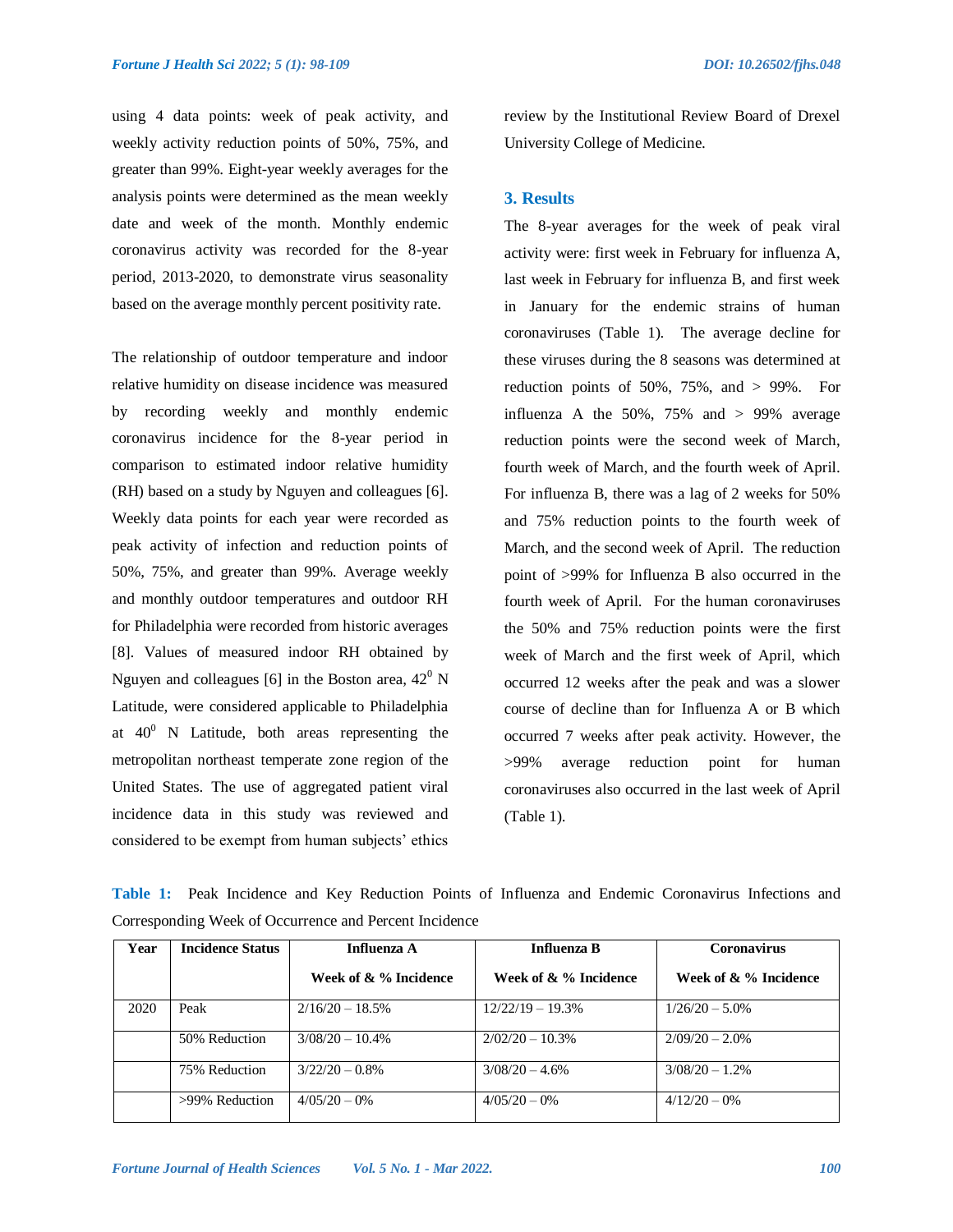using 4 data points: week of peak activity, and weekly activity reduction points of 50%, 75%, and greater than 99%. Eight-year weekly averages for the analysis points were determined as the mean weekly date and week of the month. Monthly endemic coronavirus activity was recorded for the 8-year period, 2013-2020, to demonstrate virus seasonality based on the average monthly percent positivity rate.

The relationship of outdoor temperature and indoor relative humidity on disease incidence was measured by recording weekly and monthly endemic coronavirus incidence for the 8-year period in comparison to estimated indoor relative humidity (RH) based on a study by Nguyen and colleagues [6]. Weekly data points for each year were recorded as peak activity of infection and reduction points of 50%, 75%, and greater than 99%. Average weekly and monthly outdoor temperatures and outdoor RH for Philadelphia were recorded from historic averages [8]. Values of measured indoor RH obtained by Nguyen and colleagues [6] in the Boston area, $42^0$ N Latitude, were considered applicable to Philadelphia at $40^0$ N Latitude, both areas representing the metropolitan northeast temperate zone region of the United States. The use of aggregated patient viral incidence data in this study was reviewed and considered to be exempt from human subjects' ethics review by the Institutional Review Board of Drexel University College of Medicine.

## 3. Results

The 8-year averages for the week of peak viral activity were: first week in February for influenza A, last week in February for influenza B, and first week in January for the endemic strains of human coronaviruses (Table 1). The average decline for these viruses during the 8 seasons was determined at reduction points of 50%, 75%, and > 99%. For influenza A the 50%, 75% and > 99% average reduction points were the second week of March, fourth week of March, and the fourth week of April. For influenza B, there was a lag of 2 weeks for 50% and 75% reduction points to the fourth week of March, and the second week of April. The reduction point of >99% for Influenza B also occurred in the fourth week of April. For the human coronaviruses the 50% and 75% reduction points were the first week of March and the first week of April, which occurred 12 weeks after the peak and was a slower course of decline than for Influenza A or B which occurred 7 weeks after peak activity. However, the >99% average reduction point for human coronaviruses also occurred in the last week of April (Table 1).

**Table 1:** Peak Incidence and Key Reduction Points of Influenza and Endemic Coronavirus Infections and Corresponding Week of Occurrence and Percent Incidence

| Year | Incidence Status | Influenza A | Influenza B | Coronavirus |
|---|---|---|---|---|
| | | Week of & % Incidence | Week of & % Incidence | Week of & % Incidence |
| 2020 | Peak | 2/16/20 – 18.5% | 12/22/19 – 19.3% | 1/26/20 – 5.0% |
| | 50% Reduction | 3/08/20 – 10.4% | 2/02/20 – 10.3% | 2/09/20 – 2.0% |
| | 75% Reduction | 3/22/20 – 0.8% | 3/08/20 – 4.6% | 3/08/20 – 1.2% |
| | >99% Reduction | 4/05/20 – 0% | 4/05/20 – 0% | 4/12/20 – 0% |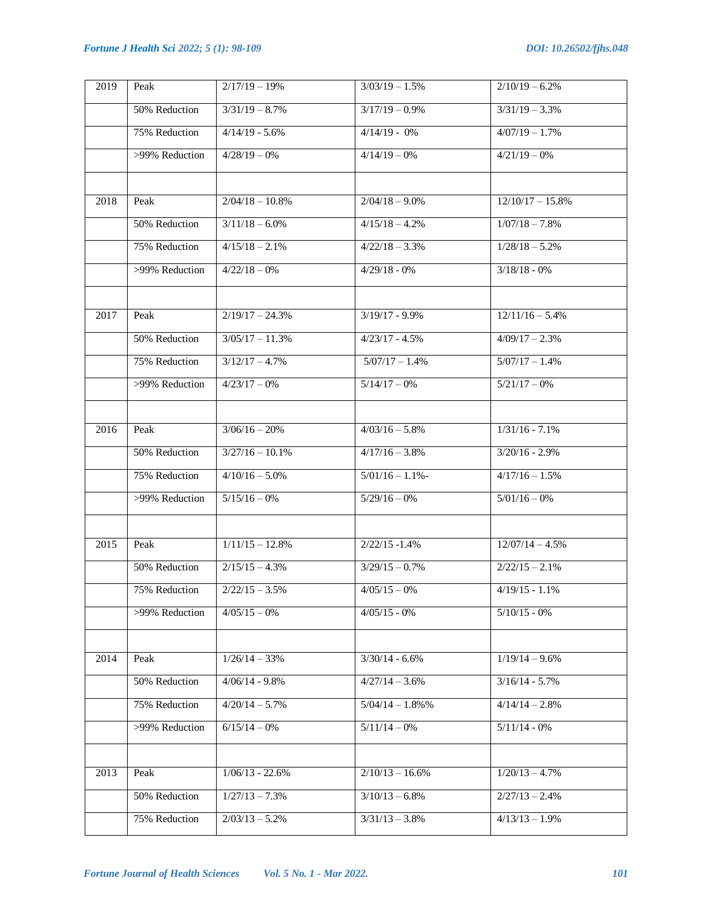| 2019 | Peak | 2/17/19 – 19% | 3/03/19 – 1.5% | 2/10/19 – 6.2% |
|---|---|---|---|---|
| | 50% Reduction | 3/31/19 – 8.7% | 3/17/19 – 0.9% | 3/31/19 – 3.3% |
| | 75% Reduction | 4/14/19 - 5.6% | 4/14/19 - 0% | 4/07/19 – 1.7% |
| | >99% Reduction | 4/28/19 – 0% | 4/14/19 – 0% | 4/21/19 – 0% |
| | | | | |
| 2018 | Peak | 2/04/18 – 10.8% | 2/04/18 – 9.0% | 12/10/17 – 15.8% |
| | 50% Reduction | 3/11/18 – 6.0% | 4/15/18 – 4.2% | 1/07/18 – 7.8% |
| | 75% Reduction | 4/15/18 – 2.1% | 4/22/18 – 3.3% | 1/28/18 – 5.2% |
| | >99% Reduction | 4/22/18 – 0% | 4/29/18 - 0% | 3/18/18 - 0% |
| | | | | |
| 2017 | Peak | 2/19/17 – 24.3% | 3/19/17 - 9.9% | 12/11/16 – 5.4% |
| | 50% Reduction | 3/05/17 – 11.3% | 4/23/17 - 4.5% | 4/09/17 – 2.3% |
| | 75% Reduction | 3/12/17 – 4.7% | 5/07/17 – 1.4% | 5/07/17 – 1.4% |
| | >99% Reduction | 4/23/17 – 0% | 5/14/17 – 0% | 5/21/17 – 0% |
| | | | | |
| 2016 | Peak | 3/06/16 – 20% | 4/03/16 – 5.8% | 1/31/16 - 7.1% |
| | 50% Reduction | 3/27/16 – 10.1% | 4/17/16 – 3.8% | 3/20/16 - 2.9% |
| | 75% Reduction | 4/10/16 – 5.0% | 5/01/16 – 1.1%- | 4/17/16 – 1.5% |
| | >99% Reduction | 5/15/16 – 0% | 5/29/16 – 0% | 5/01/16 – 0% |
| | | | | |
| 2015 | Peak | 1/11/15 – 12.8% | 2/22/15 -1.4% | 12/07/14 – 4.5% |
| | 50% Reduction | 2/15/15 – 4.3% | 3/29/15 – 0.7% | 2/22/15 – 2.1% |
| | 75% Reduction | 2/22/15 – 3.5% | 4/05/15 – 0% | 4/19/15 - 1.1% |
| | >99% Reduction | 4/05/15 – 0% | 4/05/15 - 0% | 5/10/15 - 0% |
| | | | | |
| 2014 | Peak | 1/26/14 – 33% | 3/30/14 - 6.6% | 1/19/14 – 9.6% |
| | 50% Reduction | 4/06/14 - 9.8% | 4/27/14 – 3.6% | 3/16/14 - 5.7% |
| | 75% Reduction | 4/20/14 – 5.7% | 5/04/14 – 1.8%% | 4/14/14 – 2.8% |
| | >99% Reduction | 6/15/14 – 0% | 5/11/14 – 0% | 5/11/14 - 0% |
| | | | | |
| 2013 | Peak | 1/06/13 - 22.6% | 2/10/13 – 16.6% | 1/20/13 – 4.7% |
| | 50% Reduction | 1/27/13 – 7.3% | 3/10/13 – 6.8% | 2/27/13 – 2.4% |
| | 75% Reduction | 2/03/13 – 5.2% | 3/31/13 – 3.8% | 4/13/13 – 1.9% |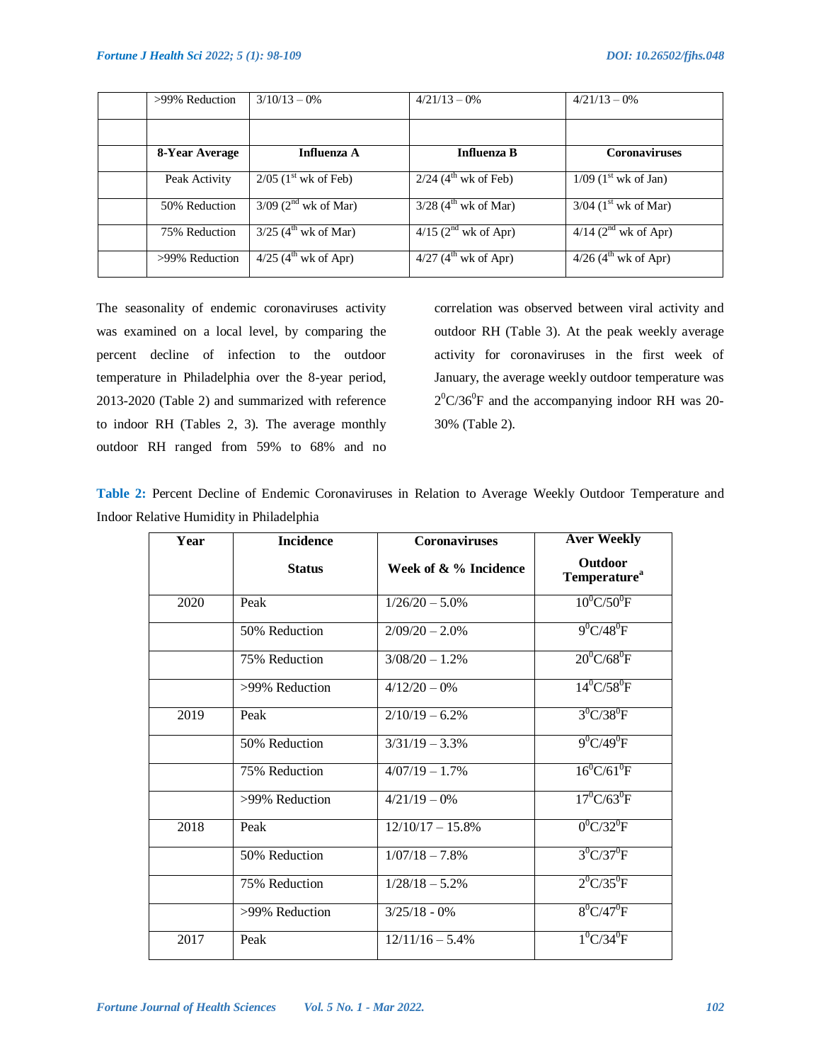|  | >99% Reduction | 3/10/13 – 0% | 4/21/13 – 0% | 4/21/13 – 0% |
|---|---|---|---|---|
|  |  |  |  |  |
|  | **8-Year Average** | **Influenza A** | **Influenza B** | **Coronaviruses** |
|  | Peak Activity | 2/05 (1st wk of Feb) | 2/24 (4th wk of Feb) | 1/09 (1st wk of Jan) |
|  | 50% Reduction | 3/09 (2nd wk of Mar) | 3/28 (4th wk of Mar) | 3/04 (1st wk of Mar) |
|  | 75% Reduction | 3/25 (4th wk of Mar) | 4/15 (2nd wk of Apr) | 4/14 (2nd wk of Apr) |
|  | >99% Reduction | 4/25 (4th wk of Apr) | 4/27 (4th wk of Apr) | 4/26 (4th wk of Apr) |

The seasonality of endemic coronaviruses activity was examined on a local level, by comparing the percent decline of infection to the outdoor temperature in Philadelphia over the 8-year period, 2013-2020 (Table 2) and summarized with reference to indoor RH (Tables 2, 3). The average monthly outdoor RH ranged from 59% to 68% and no correlation was observed between viral activity and outdoor RH (Table 3). At the peak weekly average activity for coronaviruses in the first week of January, the average weekly outdoor temperature was $2^0$C/$36^0$F and the accompanying indoor RH was 20-30% (Table 2).

**Table 2:** Percent Decline of Endemic Coronaviruses in Relation to Average Weekly Outdoor Temperature and Indoor Relative Humidity in Philadelphia

| Year | Incidence Status | Coronaviruses Week of & % Incidence | Aver Weekly Outdoor Temperature[a] |
|---|---|---|---|
| 2020 | Peak | 1/26/20 – 5.0% | $10^0$C/$50^0$F |
|  | 50% Reduction | 2/09/20 – 2.0% | $9^0$C/$48^0$F |
|  | 75% Reduction | 3/08/20 – 1.2% | $20^0$C/$68^0$F |
|  | >99% Reduction | 4/12/20 – 0% | $14^0$C/$58^0$F |
| 2019 | Peak | 2/10/19 – 6.2% | $3^0$C/$38^0$F |
|  | 50% Reduction | 3/31/19 – 3.3% | $9^0$C/$49^0$F |
|  | 75% Reduction | 4/07/19 – 1.7% | $16^0$C/$61^0$F |
|  | >99% Reduction | 4/21/19 – 0% | $17^0$C/$63^0$F |
| 2018 | Peak | 12/10/17 – 15.8% | $0^0$C/$32^0$F |
|  | 50% Reduction | 1/07/18 – 7.8% | $3^0$C/$37^0$F |
|  | 75% Reduction | 1/28/18 – 5.2% | $2^0$C/$35^0$F |
|  | >99% Reduction | 3/25/18 - 0% | $8^0$C/$47^0$F |
| 2017 | Peak | 12/11/16 – 5.4% | $1^0$C/$34^0$F |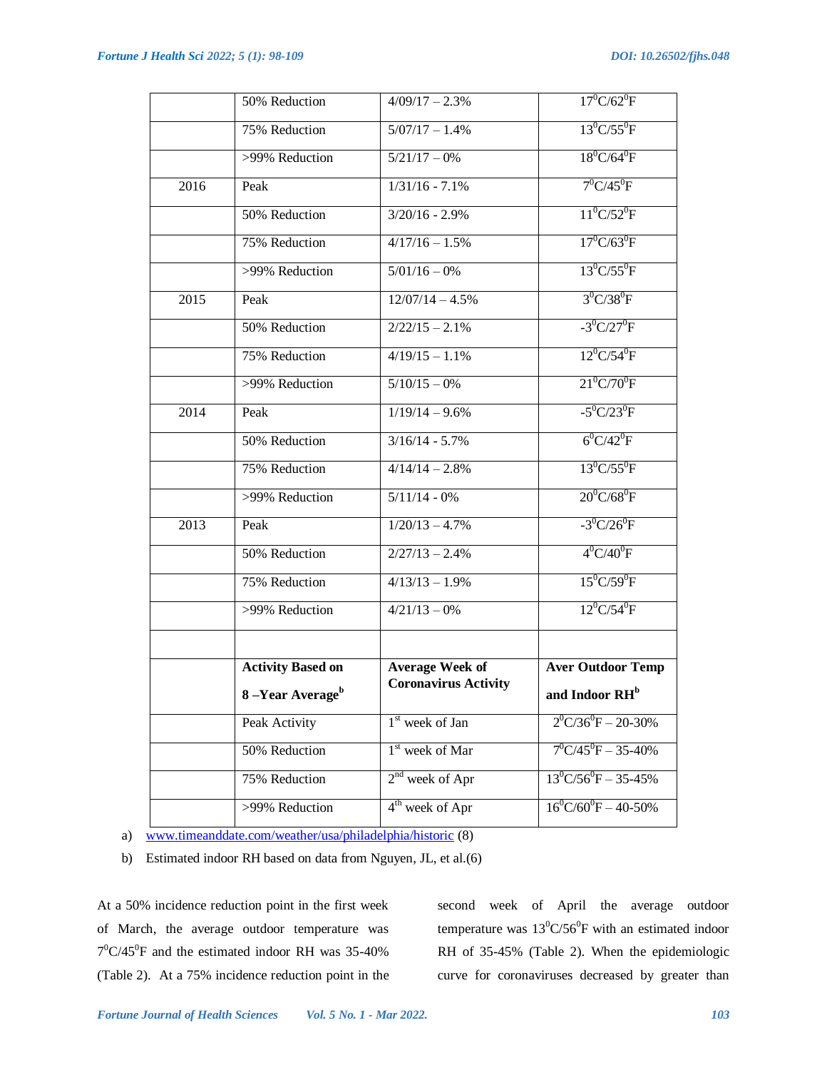| | | | |
|---|---|---|---|
| | 50% Reduction | 4/09/17 – 2.3% | $17^0$C/$62^0$F |
| | 75% Reduction | 5/07/17 – 1.4% | $13^0$C/$55^0$F |
| | >99% Reduction | 5/21/17 – 0% | $18^0$C/$64^0$F |
| 2016 | Peak | 1/31/16 - 7.1% | $7^0$C/$45^0$F |
| | 50% Reduction | 3/20/16 - 2.9% | $11^0$C/$52^0$F |
| | 75% Reduction | 4/17/16 – 1.5% | $17^0$C/$63^0$F |
| | >99% Reduction | 5/01/16 – 0% | $13^0$C/$55^0$F |
| 2015 | Peak | 12/07/14 – 4.5% | $3^0$C/$38^0$F |
| | 50% Reduction | 2/22/15 – 2.1% | $-3^0$C/$27^0$F |
| | 75% Reduction | 4/19/15 – 1.1% | $12^0$C/$54^0$F |
| | >99% Reduction | 5/10/15 – 0% | $21^0$C/$70^0$F |
| 2014 | Peak | 1/19/14 – 9.6% | $-5^0$C/$23^0$F |
| | 50% Reduction | 3/16/14 - 5.7% | $6^0$C/$42^0$F |
| | 75% Reduction | 4/14/14 – 2.8% | $13^0$C/$55^0$F |
| | >99% Reduction | 5/11/14 - 0% | $20^0$C/$68^0$F |
| 2013 | Peak | 1/20/13 – 4.7% | $-3^0$C/$26^0$F |
| | 50% Reduction | 2/27/13 – 2.4% | $4^0$C/$40^0$F |
| | 75% Reduction | 4/13/13 – 1.9% | $15^0$C/$59^0$F |
| | >99% Reduction | 4/21/13 – 0% | $12^0$C/$54^0$F |
| | | | |
| | **Activity Based on 8 –Year Average[b]** | **Average Week of Coronavirus Activity** | **Aver Outdoor Temp and Indoor RH[b]** |
| | Peak Activity | 1st week of Jan | $2^0$C/$36^0$F – 20-30% |
| | 50% Reduction | 1st week of Mar | $7^0$C/$45^0$F – 35-40% |
| | 75% Reduction | 2nd week of Apr | $13^0$C/$56^0$F – 35-45% |
| | >99% Reduction | 4th week of Apr | $16^0$C/$60^0$F – 40-50% |

a) www.timeanddate.com/weather/usa/philadelphia/historic (8)

b) Estimated indoor RH based on data from Nguyen, JL, et al.(6)

At a 50% incidence reduction point in the first week of March, the average outdoor temperature was $7^0$C/$45^0$F and the estimated indoor RH was 35-40% (Table 2). At a 75% incidence reduction point in the second week of April the average outdoor temperature was $13^0$C/$56^0$F with an estimated indoor RH of 35-45% (Table 2). When the epidemiologic curve for coronaviruses decreased by greater than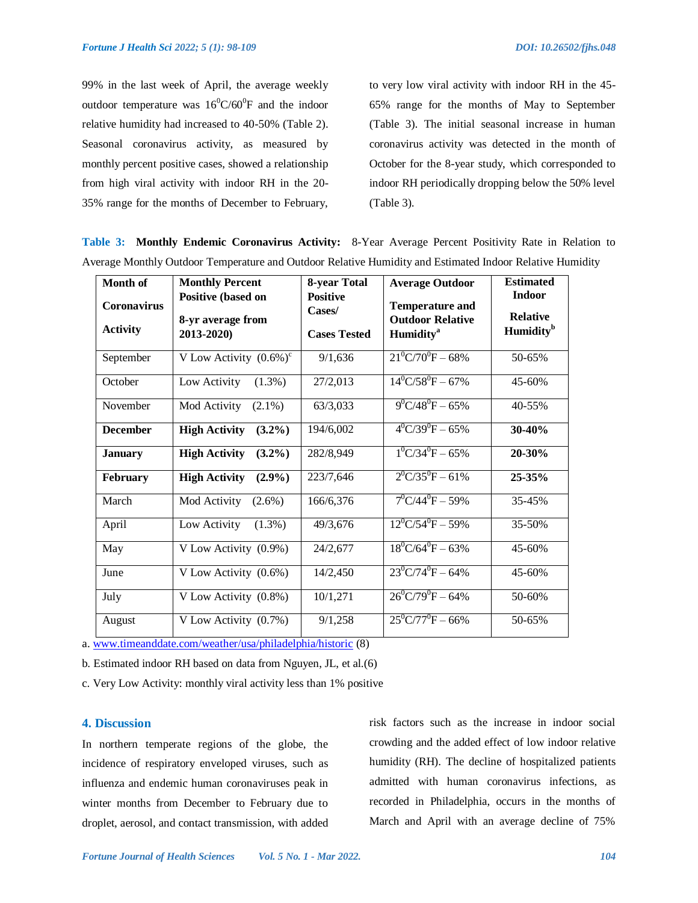99% in the last week of April, the average weekly outdoor temperature was $16^0$C/$60^0$F and the indoor relative humidity had increased to 40-50% (Table 2). Seasonal coronavirus activity, as measured by monthly percent positive cases, showed a relationship from high viral activity with indoor RH in the 20-35% range for the months of December to February, to very low viral activity with indoor RH in the 45-65% range for the months of May to September (Table 3). The initial seasonal increase in human coronavirus activity was detected in the month of October for the 8-year study, which corresponded to indoor RH periodically dropping below the 50% level (Table 3).

**Table 3: Monthly Endemic Coronavirus Activity:** 8-Year Average Percent Positivity Rate in Relation to Average Monthly Outdoor Temperature and Outdoor Relative Humidity and Estimated Indoor Relative Humidity

| Month of Coronavirus Activity | Monthly Percent Positive (based on 8-yr average from 2013-2020) | 8-year Total Positive Cases/ Cases Tested | Average Outdoor Temperature and Outdoor Relative Humidity[a] | Estimated Indoor Relative Humidity[b] |
|---|---|---|---|---|
| September | V Low Activity (0.6%)[c] | 9/1,636 | $21^0$C/$70^0$F – 68% | 50-65% |
| October | Low Activity (1.3%) | 27/2,013 | $14^0$C/$58^0$F – 67% | 45-60% |
| November | Mod Activity (2.1%) | 63/3,033 | $9^0$C/$48^0$F – 65% | 40-55% |
| **December** | **High Activity (3.2%)** | 194/6,002 | $4^0$C/$39^0$F – 65% | **30-40%** |
| **January** | **High Activity (3.2%)** | 282/8,949 | $1^0$C/$34^0$F – 65% | **20-30%** |
| **February** | **High Activity (2.9%)** | 223/7,646 | $2^0$C/$35^0$F – 61% | **25-35%** |
| March | Mod Activity (2.6%) | 166/6,376 | $7^0$C/$44^0$F – 59% | 35-45% |
| April | Low Activity (1.3%) | 49/3,676 | $12^0$C/$54^0$F – 59% | 35-50% |
| May | V Low Activity (0.9%) | 24/2,677 | $18^0$C/$64^0$F – 63% | 45-60% |
| June | V Low Activity (0.6%) | 14/2,450 | $23^0$C/$74^0$F – 64% | 45-60% |
| July | V Low Activity (0.8%) | 10/1,271 | $26^0$C/$79^0$F – 64% | 50-60% |
| August | V Low Activity (0.7%) | 9/1,258 | $25^0$C/$77^0$F – 66% | 50-65% |

a. www.timeanddate.com/weather/usa/philadelphia/historic (8)

b. Estimated indoor RH based on data from Nguyen, JL, et al.(6)

c. Very Low Activity: monthly viral activity less than 1% positive

## 4. Discussion

In northern temperate regions of the globe, the incidence of respiratory enveloped viruses, such as influenza and endemic human coronaviruses peak in winter months from December to February due to droplet, aerosol, and contact transmission, with added risk factors such as the increase in indoor social crowding and the added effect of low indoor relative humidity (RH). The decline of hospitalized patients admitted with human coronavirus infections, as recorded in Philadelphia, occurs in the months of March and April with an average decline of 75%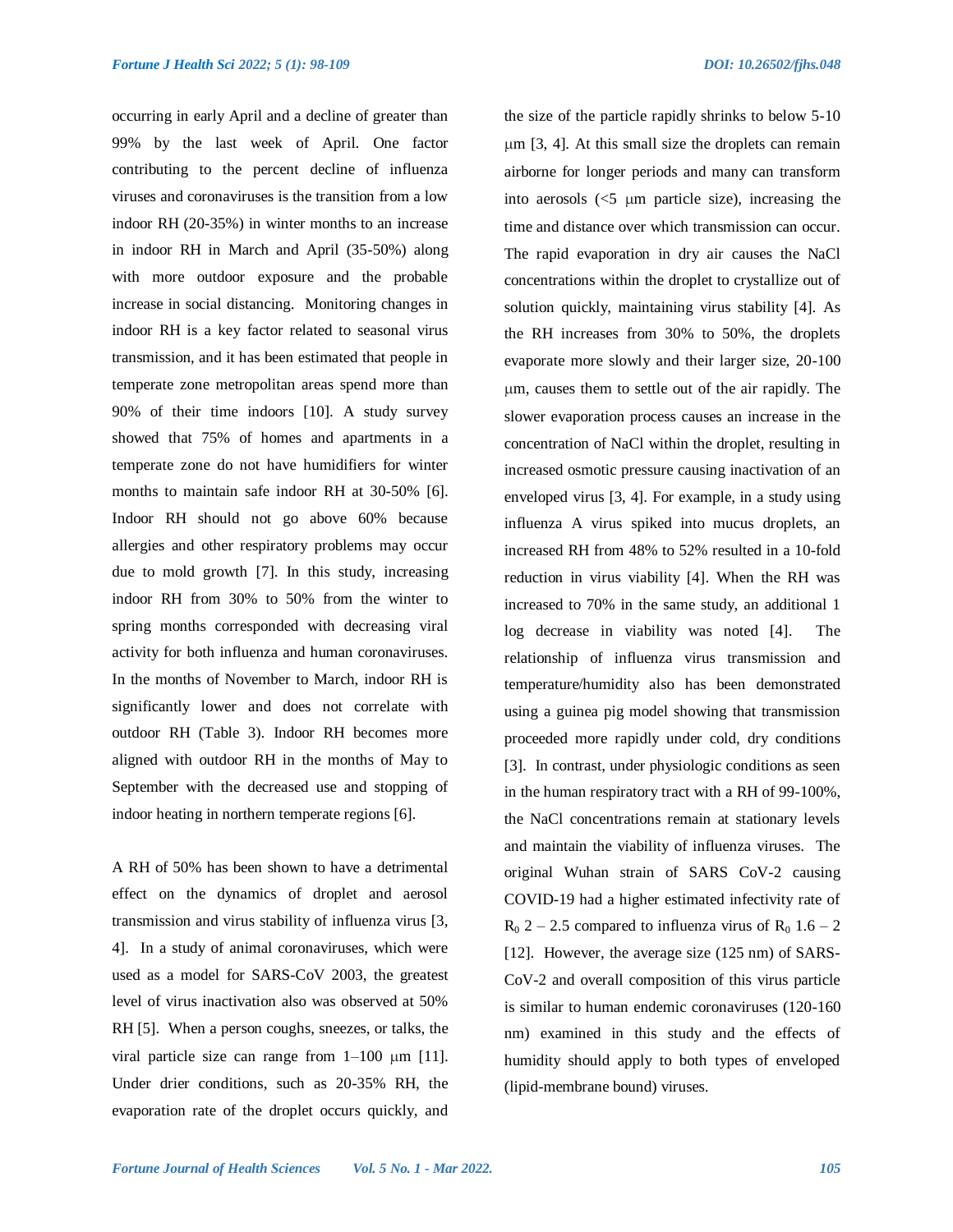occurring in early April and a decline of greater than 99% by the last week of April. One factor contributing to the percent decline of influenza viruses and coronaviruses is the transition from a low indoor RH (20-35%) in winter months to an increase in indoor RH in March and April (35-50%) along with more outdoor exposure and the probable increase in social distancing. Monitoring changes in indoor RH is a key factor related to seasonal virus transmission, and it has been estimated that people in temperate zone metropolitan areas spend more than 90% of their time indoors [10]. A study survey showed that 75% of homes and apartments in a temperate zone do not have humidifiers for winter months to maintain safe indoor RH at 30-50% [6]. Indoor RH should not go above 60% because allergies and other respiratory problems may occur due to mold growth [7]. In this study, increasing indoor RH from 30% to 50% from the winter to spring months corresponded with decreasing viral activity for both influenza and human coronaviruses. In the months of November to March, indoor RH is significantly lower and does not correlate with outdoor RH (Table 3). Indoor RH becomes more aligned with outdoor RH in the months of May to September with the decreased use and stopping of indoor heating in northern temperate regions [6].

A RH of 50% has been shown to have a detrimental effect on the dynamics of droplet and aerosol transmission and virus stability of influenza virus [3, 4]. In a study of animal coronaviruses, which were used as a model for SARS-CoV 2003, the greatest level of virus inactivation also was observed at 50% RH [5]. When a person coughs, sneezes, or talks, the viral particle size can range from 1–100 μm [11]. Under drier conditions, such as 20-35% RH, the evaporation rate of the droplet occurs quickly, and the size of the particle rapidly shrinks to below 5-10 μm [3, 4]. At this small size the droplets can remain airborne for longer periods and many can transform into aerosols (<5 μm particle size), increasing the time and distance over which transmission can occur. The rapid evaporation in dry air causes the NaCl concentrations within the droplet to crystallize out of solution quickly, maintaining virus stability [4]. As the RH increases from 30% to 50%, the droplets evaporate more slowly and their larger size, 20-100 μm, causes them to settle out of the air rapidly. The slower evaporation process causes an increase in the concentration of NaCl within the droplet, resulting in increased osmotic pressure causing inactivation of an enveloped virus [3, 4]. For example, in a study using influenza A virus spiked into mucus droplets, an increased RH from 48% to 52% resulted in a 10-fold reduction in virus viability [4]. When the RH was increased to 70% in the same study, an additional 1 log decrease in viability was noted [4]. The relationship of influenza virus transmission and temperature/humidity also has been demonstrated using a guinea pig model showing that transmission proceeded more rapidly under cold, dry conditions [3]. In contrast, under physiologic conditions as seen in the human respiratory tract with a RH of 99-100%, the NaCl concentrations remain at stationary levels and maintain the viability of influenza viruses. The original Wuhan strain of SARS CoV-2 causing COVID-19 had a higher estimated infectivity rate of $R_0$ 2 – 2.5 compared to influenza virus of $R_0$ 1.6 – 2 [12]. However, the average size (125 nm) of SARS-CoV-2 and overall composition of this virus particle is similar to human endemic coronaviruses (120-160 nm) examined in this study and the effects of humidity should apply to both types of enveloped (lipid-membrane bound) viruses.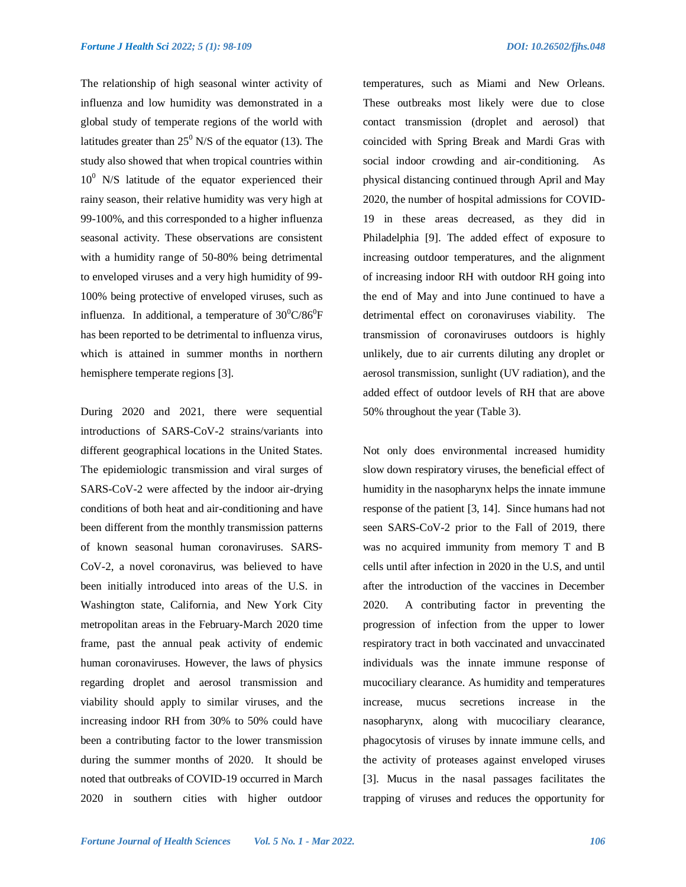The relationship of high seasonal winter activity of influenza and low humidity was demonstrated in a global study of temperate regions of the world with latitudes greater than $25^0$ N/S of the equator (13). The study also showed that when tropical countries within $10^0$ N/S latitude of the equator experienced their rainy season, their relative humidity was very high at 99-100%, and this corresponded to a higher influenza seasonal activity. These observations are consistent with a humidity range of 50-80% being detrimental to enveloped viruses and a very high humidity of 99-100% being protective of enveloped viruses, such as influenza. In additional, a temperature of $30^0$C/$86^0$F has been reported to be detrimental to influenza virus, which is attained in summer months in northern hemisphere temperate regions [3].

During 2020 and 2021, there were sequential introductions of SARS-CoV-2 strains/variants into different geographical locations in the United States. The epidemiologic transmission and viral surges of SARS-CoV-2 were affected by the indoor air-drying conditions of both heat and air-conditioning and have been different from the monthly transmission patterns of known seasonal human coronaviruses. SARS-CoV-2, a novel coronavirus, was believed to have been initially introduced into areas of the U.S. in Washington state, California, and New York City metropolitan areas in the February-March 2020 time frame, past the annual peak activity of endemic human coronaviruses. However, the laws of physics regarding droplet and aerosol transmission and viability should apply to similar viruses, and the increasing indoor RH from 30% to 50% could have been a contributing factor to the lower transmission during the summer months of 2020. It should be noted that outbreaks of COVID-19 occurred in March 2020 in southern cities with higher outdoor temperatures, such as Miami and New Orleans. These outbreaks most likely were due to close contact transmission (droplet and aerosol) that coincided with Spring Break and Mardi Gras with social indoor crowding and air-conditioning. As physical distancing continued through April and May 2020, the number of hospital admissions for COVID-19 in these areas decreased, as they did in Philadelphia [9]. The added effect of exposure to increasing outdoor temperatures, and the alignment of increasing indoor RH with outdoor RH going into the end of May and into June continued to have a detrimental effect on coronaviruses viability. The transmission of coronaviruses outdoors is highly unlikely, due to air currents diluting any droplet or aerosol transmission, sunlight (UV radiation), and the added effect of outdoor levels of RH that are above 50% throughout the year (Table 3).

Not only does environmental increased humidity slow down respiratory viruses, the beneficial effect of humidity in the nasopharynx helps the innate immune response of the patient [3, 14]. Since humans had not seen SARS-CoV-2 prior to the Fall of 2019, there was no acquired immunity from memory T and B cells until after infection in 2020 in the U.S, and until after the introduction of the vaccines in December 2020. A contributing factor in preventing the progression of infection from the upper to lower respiratory tract in both vaccinated and unvaccinated individuals was the innate immune response of mucociliary clearance. As humidity and temperatures increase, mucus secretions increase in the nasopharynx, along with mucociliary clearance, phagocytosis of viruses by innate immune cells, and the activity of proteases against enveloped viruses [3]. Mucus in the nasal passages facilitates the trapping of viruses and reduces the opportunity for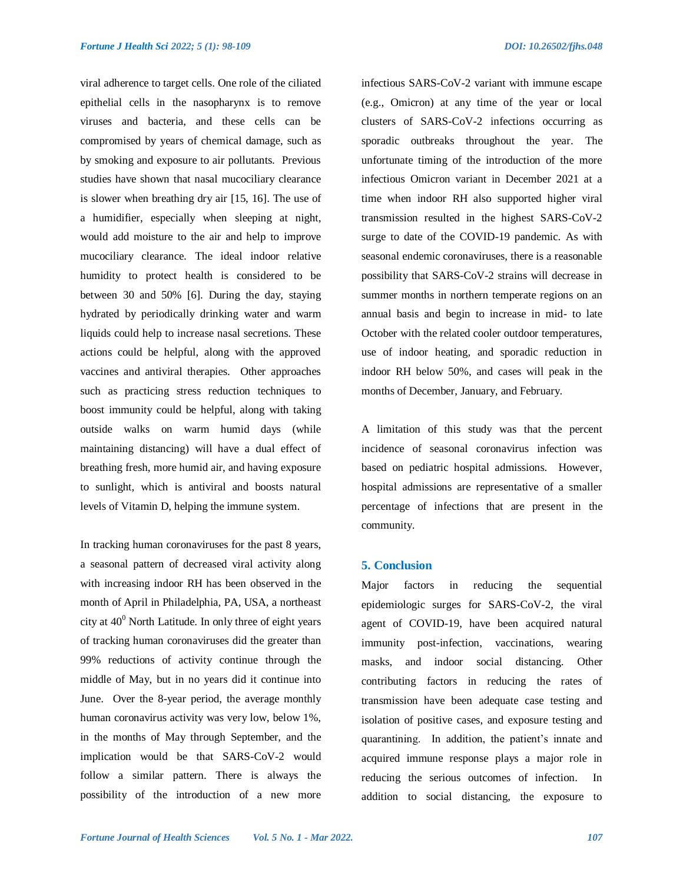viral adherence to target cells. One role of the ciliated epithelial cells in the nasopharynx is to remove viruses and bacteria, and these cells can be compromised by years of chemical damage, such as by smoking and exposure to air pollutants. Previous studies have shown that nasal mucociliary clearance is slower when breathing dry air [15, 16]. The use of a humidifier, especially when sleeping at night, would add moisture to the air and help to improve mucociliary clearance. The ideal indoor relative humidity to protect health is considered to be between 30 and 50% [6]. During the day, staying hydrated by periodically drinking water and warm liquids could help to increase nasal secretions. These actions could be helpful, along with the approved vaccines and antiviral therapies. Other approaches such as practicing stress reduction techniques to boost immunity could be helpful, along with taking outside walks on warm humid days (while maintaining distancing) will have a dual effect of breathing fresh, more humid air, and having exposure to sunlight, which is antiviral and boosts natural levels of Vitamin D, helping the immune system.

In tracking human coronaviruses for the past 8 years, a seasonal pattern of decreased viral activity along with increasing indoor RH has been observed in the month of April in Philadelphia, PA, USA, a northeast city at $40^0$ North Latitude. In only three of eight years of tracking human coronaviruses did the greater than 99% reductions of activity continue through the middle of May, but in no years did it continue into June. Over the 8-year period, the average monthly human coronavirus activity was very low, below 1%, in the months of May through September, and the implication would be that SARS-CoV-2 would follow a similar pattern. There is always the possibility of the introduction of a new more infectious SARS-CoV-2 variant with immune escape (e.g., Omicron) at any time of the year or local clusters of SARS-CoV-2 infections occurring as sporadic outbreaks throughout the year. The unfortunate timing of the introduction of the more infectious Omicron variant in December 2021 at a time when indoor RH also supported higher viral transmission resulted in the highest SARS-CoV-2 surge to date of the COVID-19 pandemic. As with seasonal endemic coronaviruses, there is a reasonable possibility that SARS-CoV-2 strains will decrease in summer months in northern temperate regions on an annual basis and begin to increase in mid- to late October with the related cooler outdoor temperatures, use of indoor heating, and sporadic reduction in indoor RH below 50%, and cases will peak in the months of December, January, and February.

A limitation of this study was that the percent incidence of seasonal coronavirus infection was based on pediatric hospital admissions. However, hospital admissions are representative of a smaller percentage of infections that are present in the community.

## 5. Conclusion

Major factors in reducing the sequential epidemiologic surges for SARS-CoV-2, the viral agent of COVID-19, have been acquired natural immunity post-infection, vaccinations, wearing masks, and indoor social distancing. Other contributing factors in reducing the rates of transmission have been adequate case testing and isolation of positive cases, and exposure testing and quarantining. In addition, the patient's innate and acquired immune response plays a major role in reducing the serious outcomes of infection. In addition to social distancing, the exposure to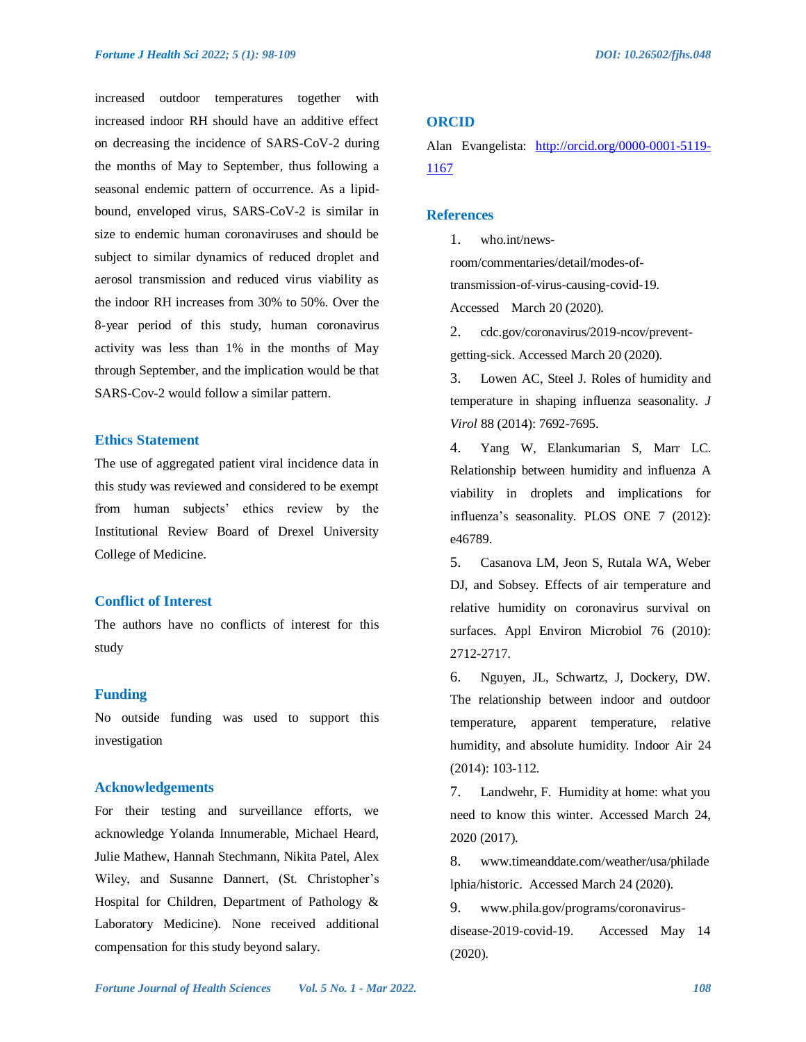increased outdoor temperatures together with increased indoor RH should have an additive effect on decreasing the incidence of SARS-CoV-2 during the months of May to September, thus following a seasonal endemic pattern of occurrence. As a lipid-bound, enveloped virus, SARS-CoV-2 is similar in size to endemic human coronaviruses and should be subject to similar dynamics of reduced droplet and aerosol transmission and reduced virus viability as the indoor RH increases from 30% to 50%. Over the 8-year period of this study, human coronavirus activity was less than 1% in the months of May through September, and the implication would be that SARS-Cov-2 would follow a similar pattern.

## Ethics Statement

The use of aggregated patient viral incidence data in this study was reviewed and considered to be exempt from human subjects' ethics review by the Institutional Review Board of Drexel University College of Medicine.

## Conflict of Interest

The authors have no conflicts of interest for this study

## Funding

No outside funding was used to support this investigation

## Acknowledgements

For their testing and surveillance efforts, we acknowledge Yolanda Innumerable, Michael Heard, Julie Mathew, Hannah Stechmann, Nikita Patel, Alex Wiley, and Susanne Dannert, (St. Christopher's Hospital for Children, Department of Pathology & Laboratory Medicine). None received additional compensation for this study beyond salary.

## ORCID

Alan Evangelista: [http://orcid.org/0000-0001-5119-1167](http://orcid.org/0000-0001-5119-1167)

## References

1. who.int/news-room/commentaries/detail/modes-of-transmission-of-virus-causing-covid-19. Accessed March 20 (2020).
2. cdc.gov/coronavirus/2019-ncov/prevent-getting-sick. Accessed March 20 (2020).
3. Lowen AC, Steel J. Roles of humidity and temperature in shaping influenza seasonality. *J Virol* 88 (2014): 7692-7695.
4. Yang W, Elankumarian S, Marr LC. Relationship between humidity and influenza A viability in droplets and implications for influenza's seasonality. PLOS ONE 7 (2012): e46789.
5. Casanova LM, Jeon S, Rutala WA, Weber DJ, and Sobsey. Effects of air temperature and relative humidity on coronavirus survival on surfaces. Appl Environ Microbiol 76 (2010): 2712-2717.
6. Nguyen, JL, Schwartz, J, Dockery, DW. The relationship between indoor and outdoor temperature, apparent temperature, relative humidity, and absolute humidity. Indoor Air 24 (2014): 103-112.
7. Landwehr, F. Humidity at home: what you need to know this winter. Accessed March 24, 2020 (2017).
8. www.timeanddate.com/weather/usa/philadelphia/historic. Accessed March 24 (2020).
9. www.phila.gov/programs/coronavirus-disease-2019-covid-19. Accessed May 14 (2020).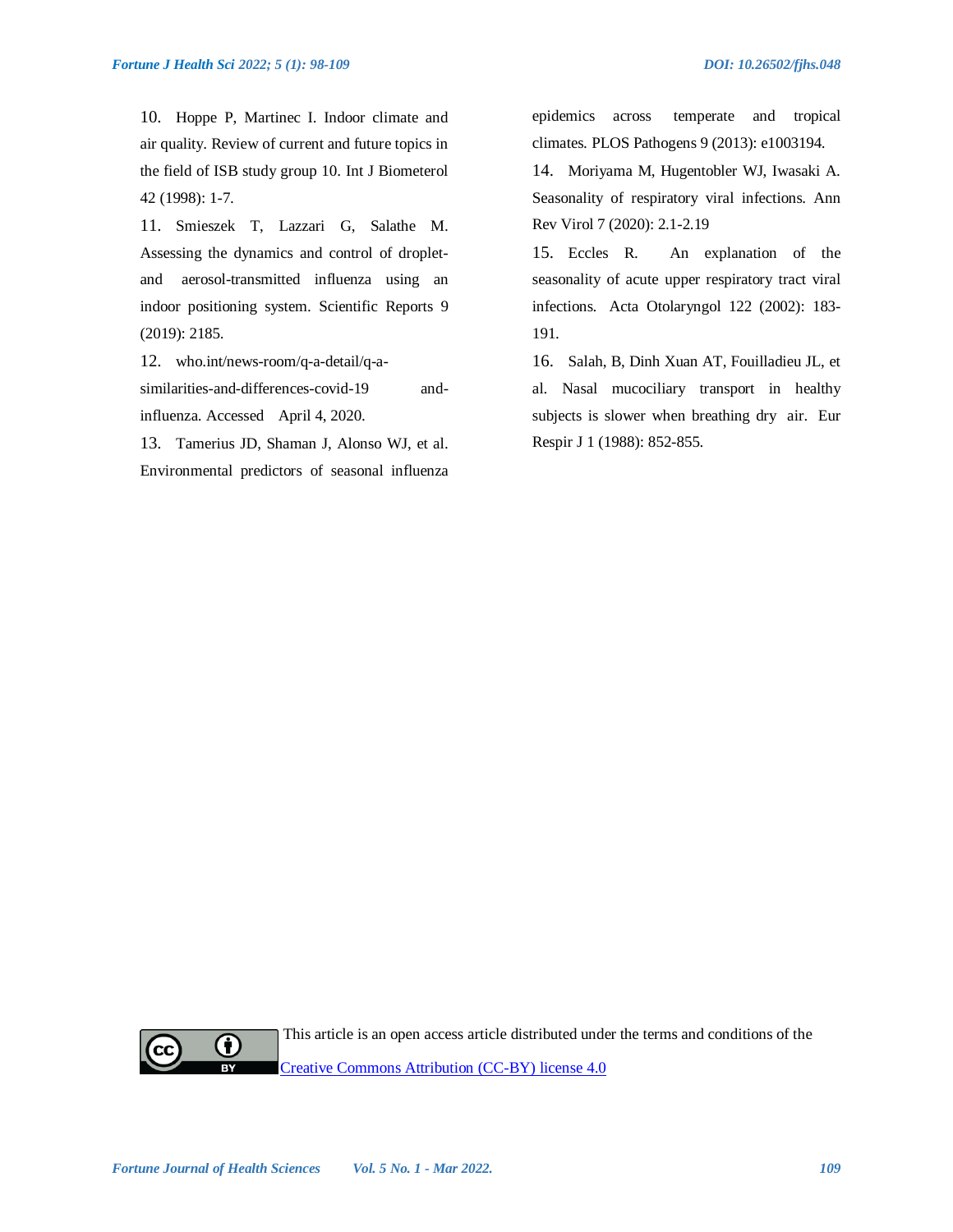10. Hoppe P, Martinec I. Indoor climate and air quality. Review of current and future topics in the field of ISB study group 10. Int J Biometerol 42 (1998): 1-7.

11. Smieszek T, Lazzari G, Salathe M. Assessing the dynamics and control of droplet- and aerosol-transmitted influenza using an indoor positioning system. Scientific Reports 9 (2019): 2185.

12. who.int/news-room/q-a-detail/q-a-similarities-and-differences-covid-19 and-influenza. Accessed April 4, 2020.

13. Tamerius JD, Shaman J, Alonso WJ, et al. Environmental predictors of seasonal influenza epidemics across temperate and tropical climates. PLOS Pathogens 9 (2013): e1003194.

14. Moriyama M, Hugentobler WJ, Iwasaki A. Seasonality of respiratory viral infections. Ann Rev Virol 7 (2020): 2.1-2.19

15. Eccles R. An explanation of the seasonality of acute upper respiratory tract viral infections. Acta Otolaryngol 122 (2002): 183-191.

16. Salah, B, Dinh Xuan AT, Fouilladieu JL, et al. Nasal mucociliary transport in healthy subjects is slower when breathing dry air. Eur Respir J 1 (1988): 852-855.

This article is an open access article distributed under the terms and conditions of the Creative Commons Attribution (CC-BY) license 4.0